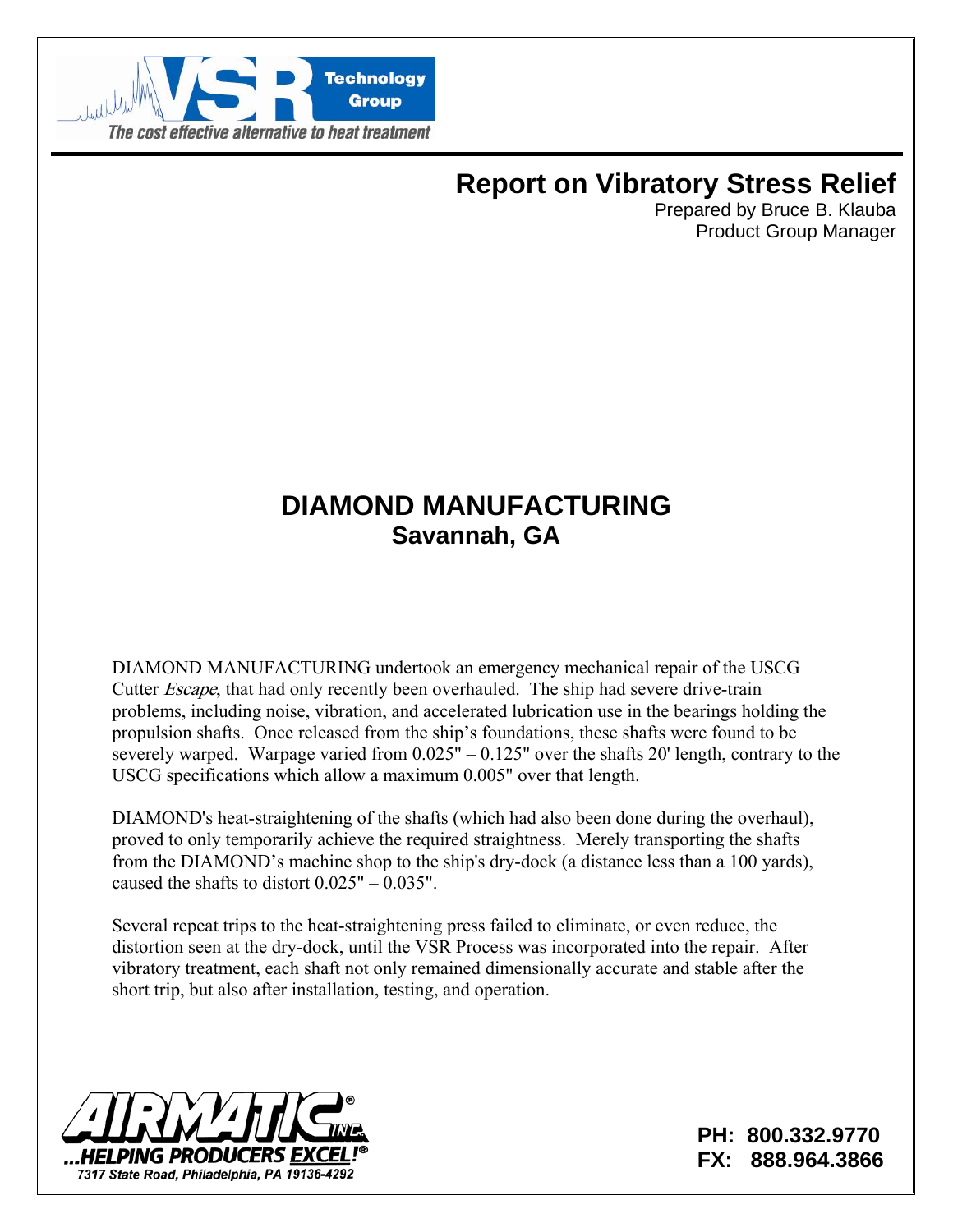VSR Technology Group

*The cost effective alternative to heat treatment*

# Report on Vibratory Stress Relief

Prepared by Bruce B. Klauba
Product Group Manager

## DIAMOND MANUFACTURING
### Savannah, GA

DIAMOND MANUFACTURING undertook an emergency mechanical repair of the USCG Cutter *Escape*, that had only recently been overhauled. The ship had severe drive-train problems, including noise, vibration, and accelerated lubrication use in the bearings holding the propulsion shafts. Once released from the ship's foundations, these shafts were found to be severely warped. Warpage varied from 0.025" – 0.125" over the shafts 20' length, contrary to the USCG specifications which allow a maximum 0.005" over that length.

DIAMOND's heat-straightening of the shafts (which had also been done during the overhaul), proved to only temporarily achieve the required straightness. Merely transporting the shafts from the DIAMOND's machine shop to the ship's dry-dock (a distance less than a 100 yards), caused the shafts to distort 0.025" – 0.035".

Several repeat trips to the heat-straightening press failed to eliminate, or even reduce, the distortion seen at the dry-dock, until the VSR Process was incorporated into the repair. After vibratory treatment, each shaft not only remained dimensionally accurate and stable after the short trip, but also after installation, testing, and operation.

AIRMATIC INC.® ...HELPING PRODUCERS EXCEL!®
7317 State Road, Philadelphia, PA 19136-4292

**PH: 800.332.9770**
**FX: 888.964.3866**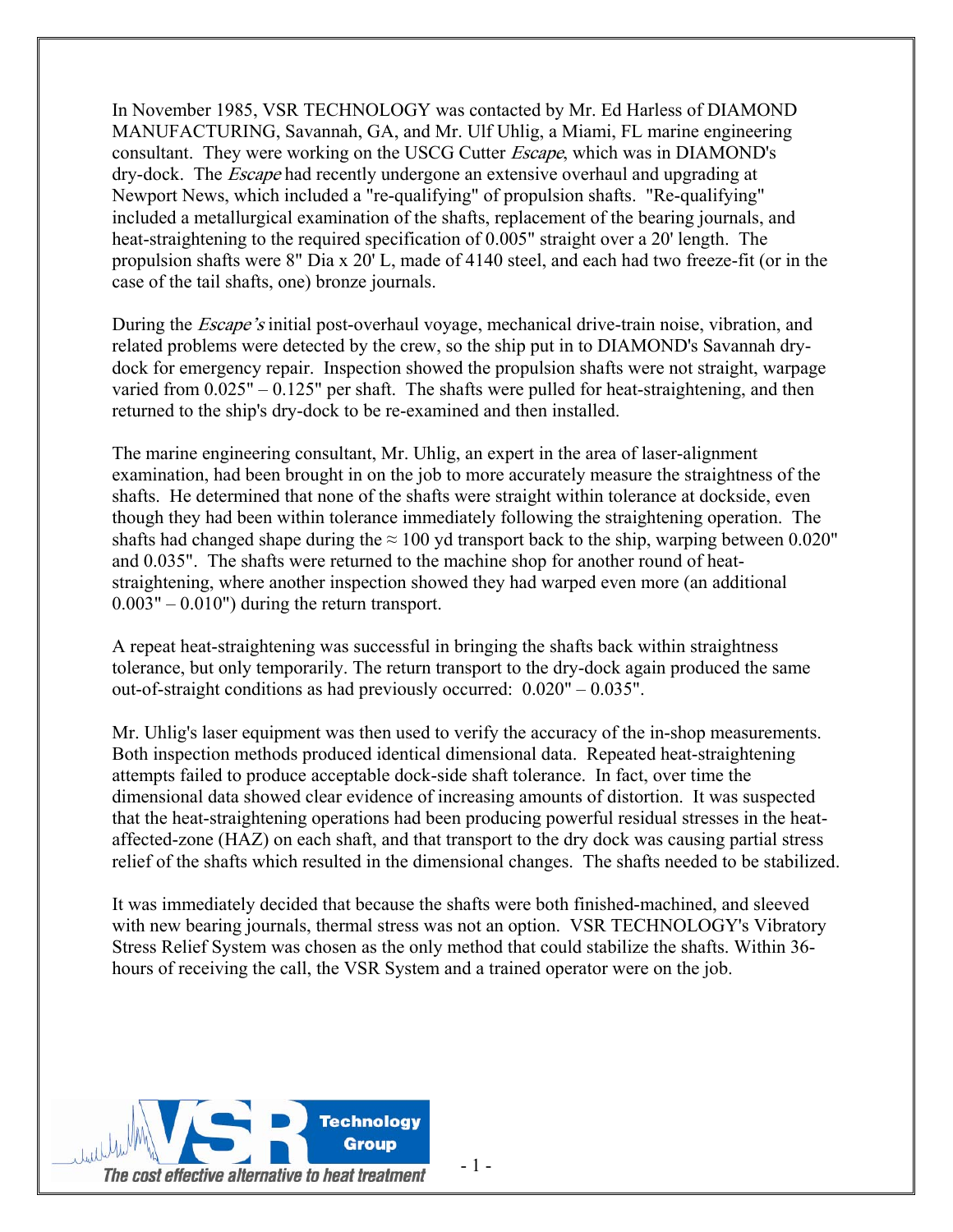In November 1985, VSR TECHNOLOGY was contacted by Mr. Ed Harless of DIAMOND MANUFACTURING, Savannah, GA, and Mr. Ulf Uhlig, a Miami, FL marine engineering consultant. They were working on the USCG Cutter *Escape*, which was in DIAMOND's dry-dock. The *Escape* had recently undergone an extensive overhaul and upgrading at Newport News, which included a "re-qualifying" of propulsion shafts. "Re-qualifying" included a metallurgical examination of the shafts, replacement of the bearing journals, and heat-straightening to the required specification of 0.005" straight over a 20' length. The propulsion shafts were 8" Dia x 20' L, made of 4140 steel, and each had two freeze-fit (or in the case of the tail shafts, one) bronze journals.

During the *Escape's* initial post-overhaul voyage, mechanical drive-train noise, vibration, and related problems were detected by the crew, so the ship put in to DIAMOND's Savannah dry-dock for emergency repair. Inspection showed the propulsion shafts were not straight, warpage varied from 0.025" – 0.125" per shaft. The shafts were pulled for heat-straightening, and then returned to the ship's dry-dock to be re-examined and then installed.

The marine engineering consultant, Mr. Uhlig, an expert in the area of laser-alignment examination, had been brought in on the job to more accurately measure the straightness of the shafts. He determined that none of the shafts were straight within tolerance at dockside, even though they had been within tolerance immediately following the straightening operation. The shafts had changed shape during the ≈ 100 yd transport back to the ship, warping between 0.020" and 0.035". The shafts were returned to the machine shop for another round of heat-straightening, where another inspection showed they had warped even more (an additional 0.003" – 0.010") during the return transport.

A repeat heat-straightening was successful in bringing the shafts back within straightness tolerance, but only temporarily. The return transport to the dry-dock again produced the same out-of-straight conditions as had previously occurred: 0.020" – 0.035".

Mr. Uhlig's laser equipment was then used to verify the accuracy of the in-shop measurements. Both inspection methods produced identical dimensional data. Repeated heat-straightening attempts failed to produce acceptable dock-side shaft tolerance. In fact, over time the dimensional data showed clear evidence of increasing amounts of distortion. It was suspected that the heat-straightening operations had been producing powerful residual stresses in the heat-affected-zone (HAZ) on each shaft, and that transport to the dry dock was causing partial stress relief of the shafts which resulted in the dimensional changes. The shafts needed to be stabilized.

It was immediately decided that because the shafts were both finished-machined, and sleeved with new bearing journals, thermal stress was not an option. VSR TECHNOLOGY's Vibratory Stress Relief System was chosen as the only method that could stabilize the shafts. Within 36-hours of receiving the call, the VSR System and a trained operator were on the job.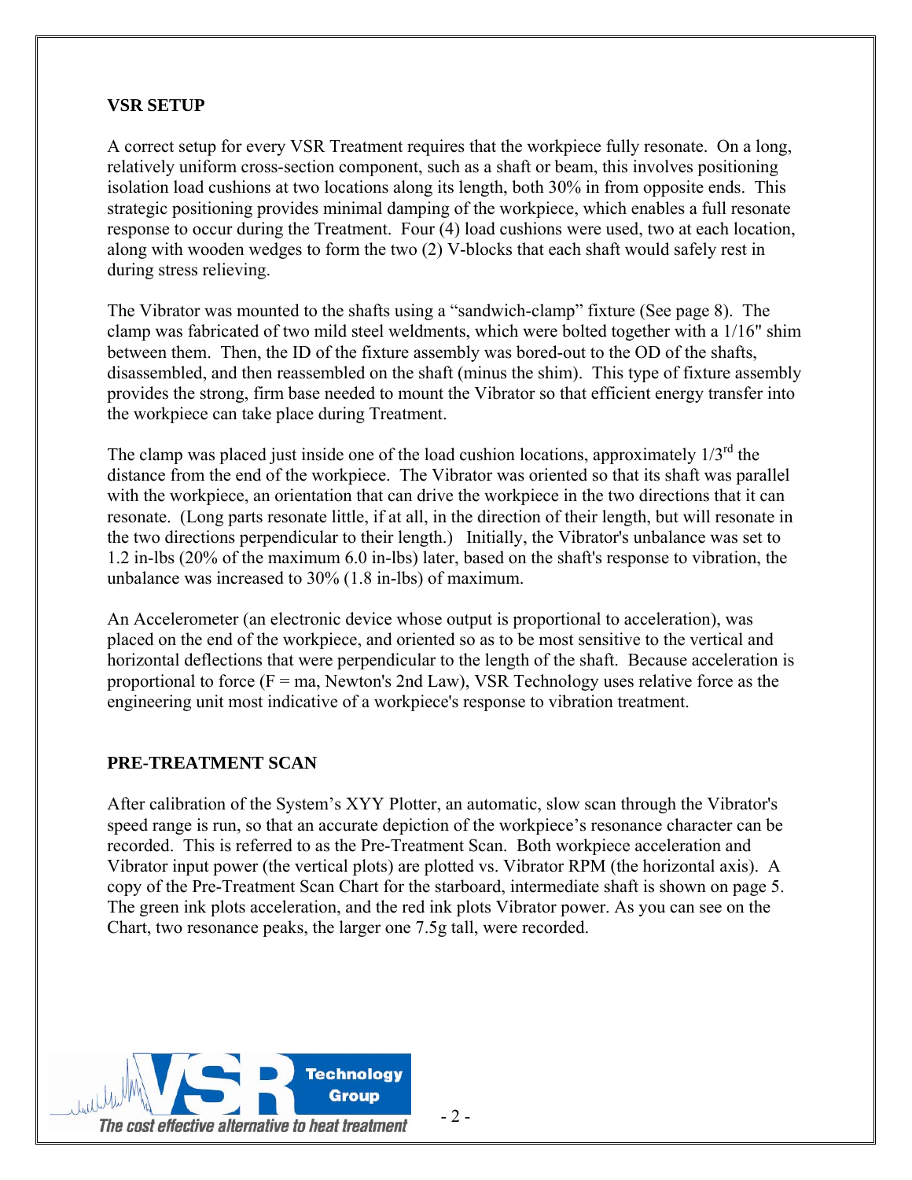## VSR SETUP

A correct setup for every VSR Treatment requires that the workpiece fully resonate. On a long, relatively uniform cross-section component, such as a shaft or beam, this involves positioning isolation load cushions at two locations along its length, both 30% in from opposite ends. This strategic positioning provides minimal damping of the workpiece, which enables a full resonate response to occur during the Treatment. Four (4) load cushions were used, two at each location, along with wooden wedges to form the two (2) V-blocks that each shaft would safely rest in during stress relieving.

The Vibrator was mounted to the shafts using a "sandwich-clamp" fixture (See page 8). The clamp was fabricated of two mild steel weldments, which were bolted together with a 1/16" shim between them. Then, the ID of the fixture assembly was bored-out to the OD of the shafts, disassembled, and then reassembled on the shaft (minus the shim). This type of fixture assembly provides the strong, firm base needed to mount the Vibrator so that efficient energy transfer into the workpiece can take place during Treatment.

The clamp was placed just inside one of the load cushion locations, approximately 1/3rd the distance from the end of the workpiece. The Vibrator was oriented so that its shaft was parallel with the workpiece, an orientation that can drive the workpiece in the two directions that it can resonate. (Long parts resonate little, if at all, in the direction of their length, but will resonate in the two directions perpendicular to their length.) Initially, the Vibrator's unbalance was set to 1.2 in-lbs (20% of the maximum 6.0 in-lbs) later, based on the shaft's response to vibration, the unbalance was increased to 30% (1.8 in-lbs) of maximum.

An Accelerometer (an electronic device whose output is proportional to acceleration), was placed on the end of the workpiece, and oriented so as to be most sensitive to the vertical and horizontal deflections that were perpendicular to the length of the shaft. Because acceleration is proportional to force ($F = ma$, Newton's 2nd Law), VSR Technology uses relative force as the engineering unit most indicative of a workpiece's response to vibration treatment.

## PRE-TREATMENT SCAN

After calibration of the System's XYY Plotter, an automatic, slow scan through the Vibrator's speed range is run, so that an accurate depiction of the workpiece's resonance character can be recorded. This is referred to as the Pre-Treatment Scan. Both workpiece acceleration and Vibrator input power (the vertical plots) are plotted vs. Vibrator RPM (the horizontal axis). A copy of the Pre-Treatment Scan Chart for the starboard, intermediate shaft is shown on page 5. The green ink plots acceleration, and the red ink plots Vibrator power. As you can see on the Chart, two resonance peaks, the larger one 7.5g tall, were recorded.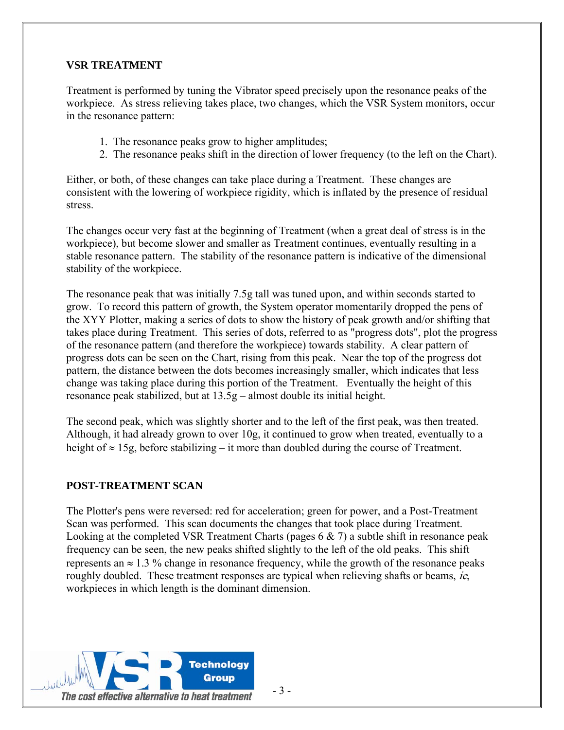## VSR TREATMENT

Treatment is performed by tuning the Vibrator speed precisely upon the resonance peaks of the workpiece. As stress relieving takes place, two changes, which the VSR System monitors, occur in the resonance pattern:

1. The resonance peaks grow to higher amplitudes;
2. The resonance peaks shift in the direction of lower frequency (to the left on the Chart).

Either, or both, of these changes can take place during a Treatment. These changes are consistent with the lowering of workpiece rigidity, which is inflated by the presence of residual stress.

The changes occur very fast at the beginning of Treatment (when a great deal of stress is in the workpiece), but become slower and smaller as Treatment continues, eventually resulting in a stable resonance pattern. The stability of the resonance pattern is indicative of the dimensional stability of the workpiece.

The resonance peak that was initially 7.5g tall was tuned upon, and within seconds started to grow. To record this pattern of growth, the System operator momentarily dropped the pens of the XYY Plotter, making a series of dots to show the history of peak growth and/or shifting that takes place during Treatment. This series of dots, referred to as "progress dots", plot the progress of the resonance pattern (and therefore the workpiece) towards stability. A clear pattern of progress dots can be seen on the Chart, rising from this peak. Near the top of the progress dot pattern, the distance between the dots becomes increasingly smaller, which indicates that less change was taking place during this portion of the Treatment. Eventually the height of this resonance peak stabilized, but at 13.5g – almost double its initial height.

The second peak, which was slightly shorter and to the left of the first peak, was then treated. Although, it had already grown to over 10g, it continued to grow when treated, eventually to a height of $\approx$ 15g, before stabilizing – it more than doubled during the course of Treatment.

## POST-TREATMENT SCAN

The Plotter's pens were reversed: red for acceleration; green for power, and a Post-Treatment Scan was performed. This scan documents the changes that took place during Treatment. Looking at the completed VSR Treatment Charts (pages 6 & 7) a subtle shift in resonance peak frequency can be seen, the new peaks shifted slightly to the left of the old peaks. This shift represents an $\approx$ 1.3 % change in resonance frequency, while the growth of the resonance peaks roughly doubled. These treatment responses are typical when relieving shafts or beams, *ie*, workpieces in which length is the dominant dimension.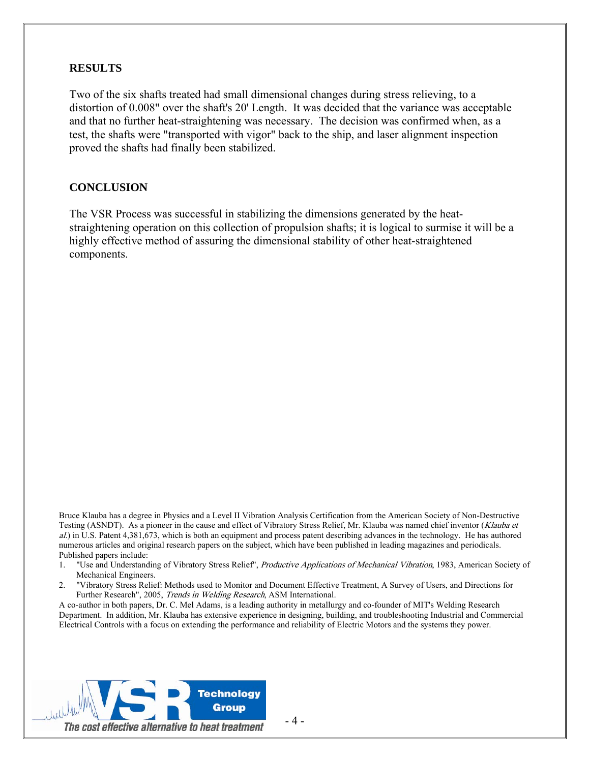## RESULTS

Two of the six shafts treated had small dimensional changes during stress relieving, to a distortion of 0.008" over the shaft's 20' Length. It was decided that the variance was acceptable and that no further heat-straightening was necessary. The decision was confirmed when, as a test, the shafts were "transported with vigor" back to the ship, and laser alignment inspection proved the shafts had finally been stabilized.

## CONCLUSION

The VSR Process was successful in stabilizing the dimensions generated by the heat-straightening operation on this collection of propulsion shafts; it is logical to surmise it will be a highly effective method of assuring the dimensional stability of other heat-straightened components.

Bruce Klauba has a degree in Physics and a Level II Vibration Analysis Certification from the American Society of Non-Destructive Testing (ASNDT). As a pioneer in the cause and effect of Vibratory Stress Relief, Mr. Klauba was named chief inventor (*Klauba et al.*) in U.S. Patent 4,381,673, which is both an equipment and process patent describing advances in the technology. He has authored numerous articles and original research papers on the subject, which have been published in leading magazines and periodicals. Published papers include:

1. "Use and Understanding of Vibratory Stress Relief", *Productive Applications of Mechanical Vibration*, 1983, American Society of Mechanical Engineers.
2. "Vibratory Stress Relief: Methods used to Monitor and Document Effective Treatment, A Survey of Users, and Directions for Further Research", 2005, *Trends in Welding Research*, ASM International.

A co-author in both papers, Dr. C. Mel Adams, is a leading authority in metallurgy and co-founder of MIT's Welding Research Department. In addition, Mr. Klauba has extensive experience in designing, building, and troubleshooting Industrial and Commercial Electrical Controls with a focus on extending the performance and reliability of Electric Motors and the systems they power.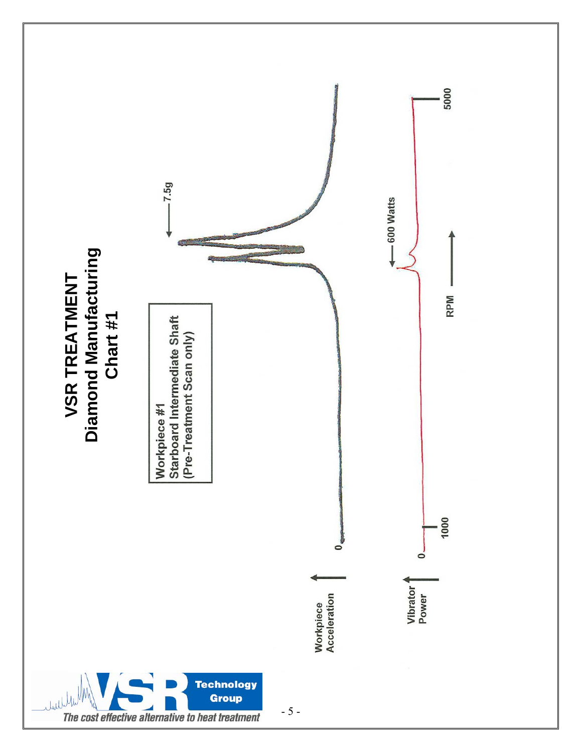# VSR TREATMENT
## Diamond Manufacturing
## Chart #1

**Workpiece #1**
**Starboard Intermediate Shaft**
**(Pre-Treatment Scan only)**

7.5g

600 Watts

Workpiece Acceleration

Vibrator Power

0

0

1000

5000

RPM

*The cost effective alternative to heat treatment*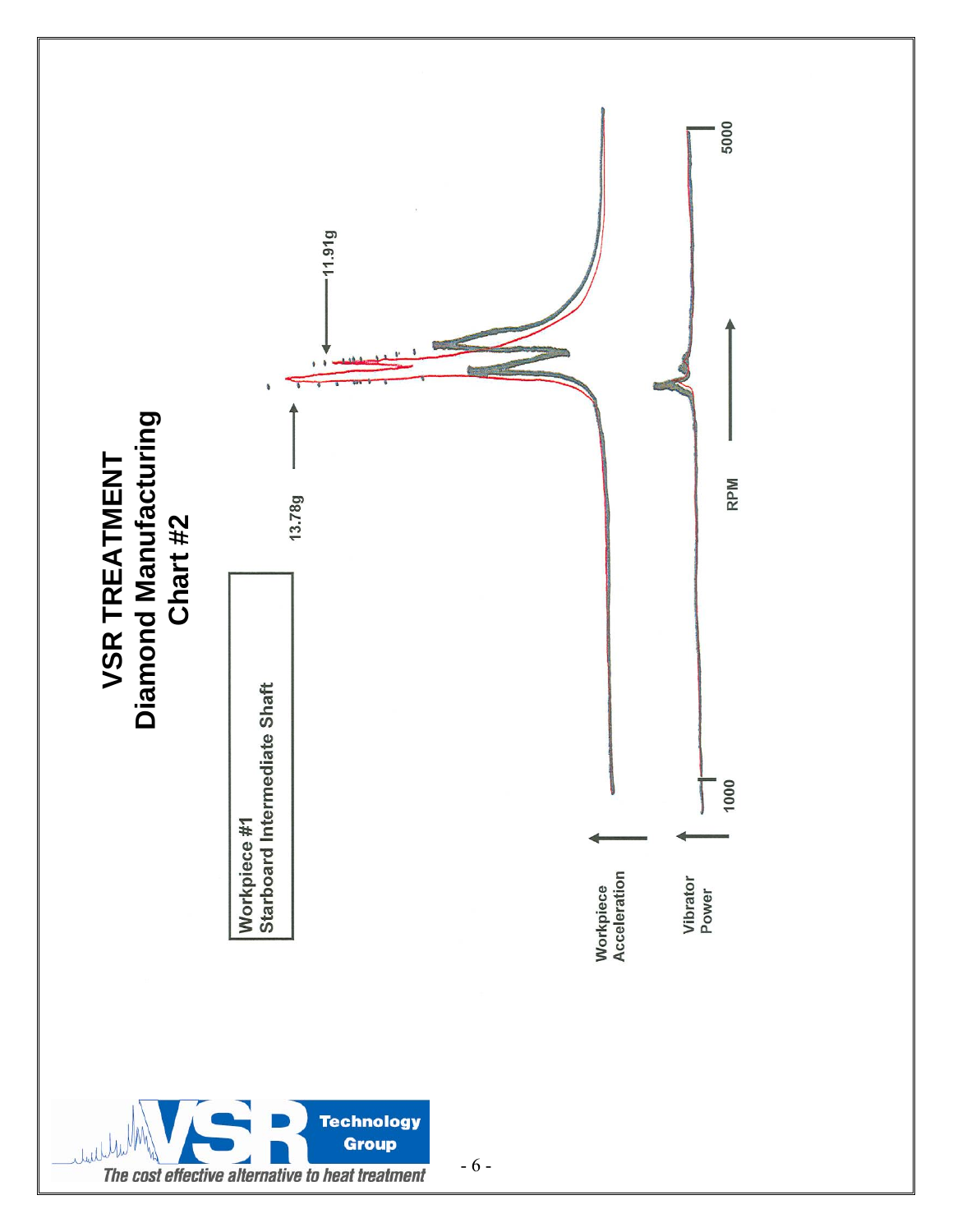# VSR TREATMENT
## Diamond Manufacturing
## Chart #2

Workpiece #1
Starboard Intermediate Shaft

13.78g

11.91g

Workpiece Acceleration

Vibrator Power

1000

RPM

5000

*The cost effective alternative to heat treatment*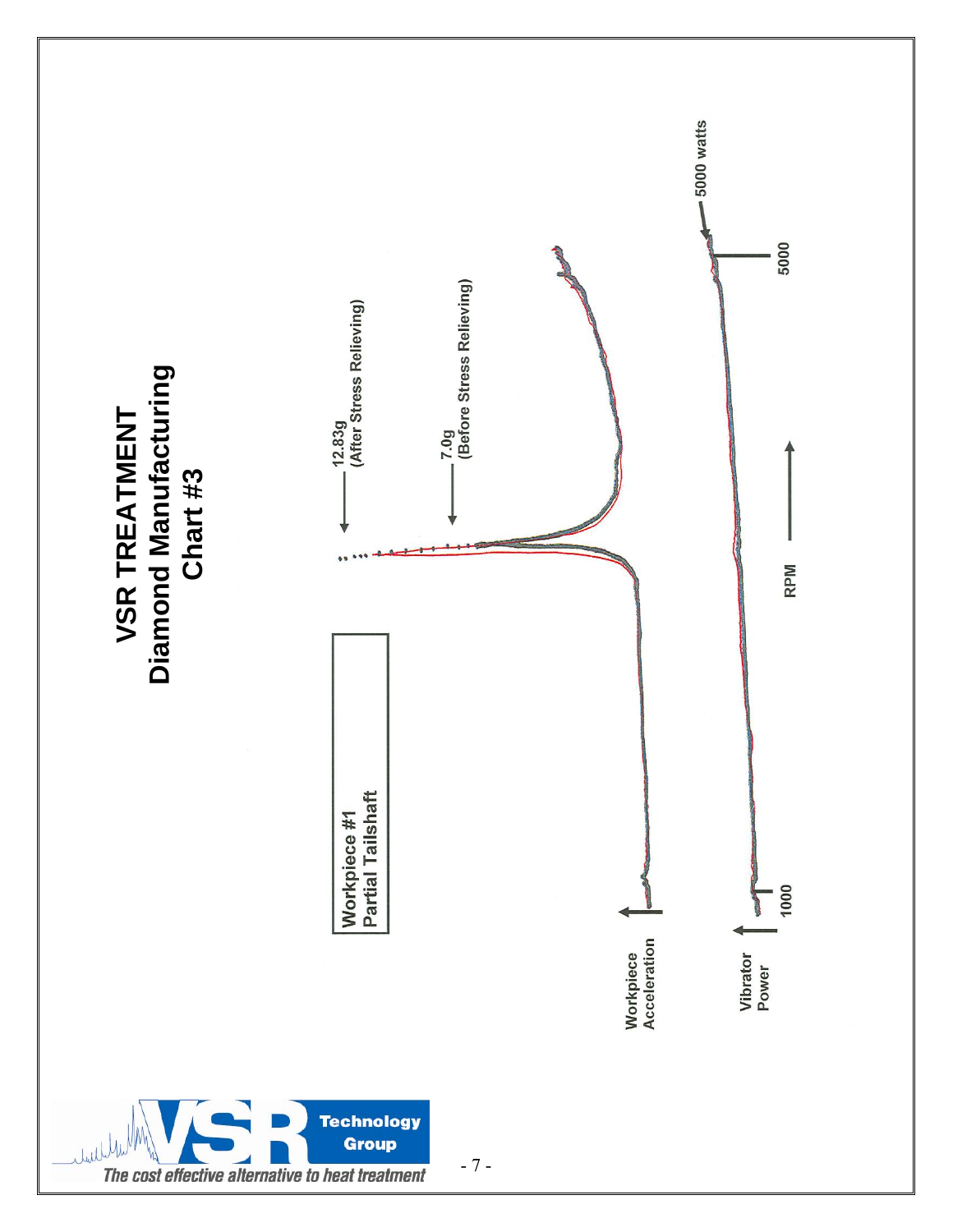# VSR TREATMENT
## Diamond Manufacturing
## Chart #3

Workpiece #1
Partial Tailshaft

12.83g
(After Stress Relieving)

7.0g
(Before Stress Relieving)

5000 watts

Workpiece Acceleration

Vibrator Power

1000

RPM

5000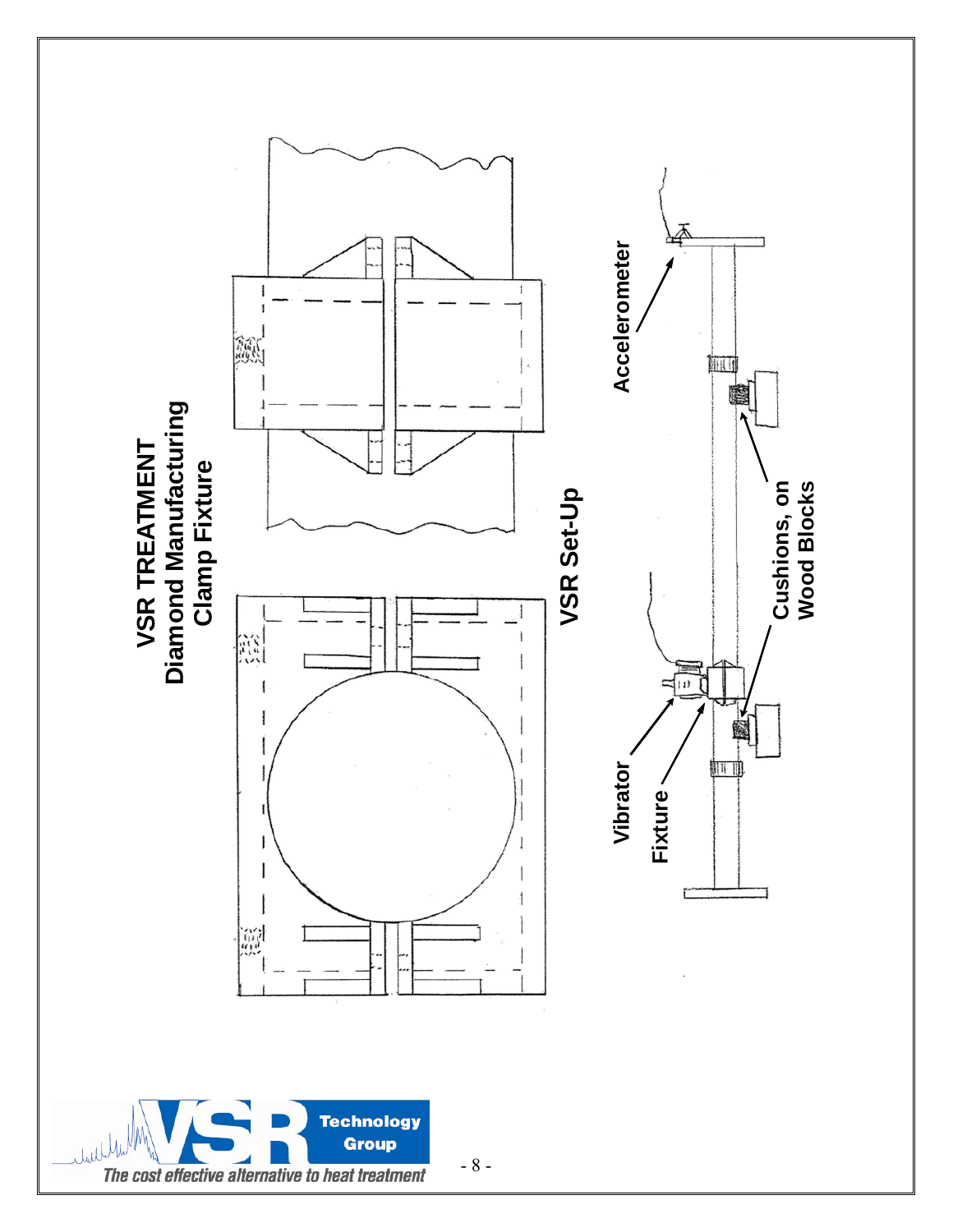# VSR TREATMENT
## Diamond Manufacturing
## Clamp Fixture

## VSR Set-Up

Accelerometer

Cushions, on Wood Blocks

Vibrator

Fixture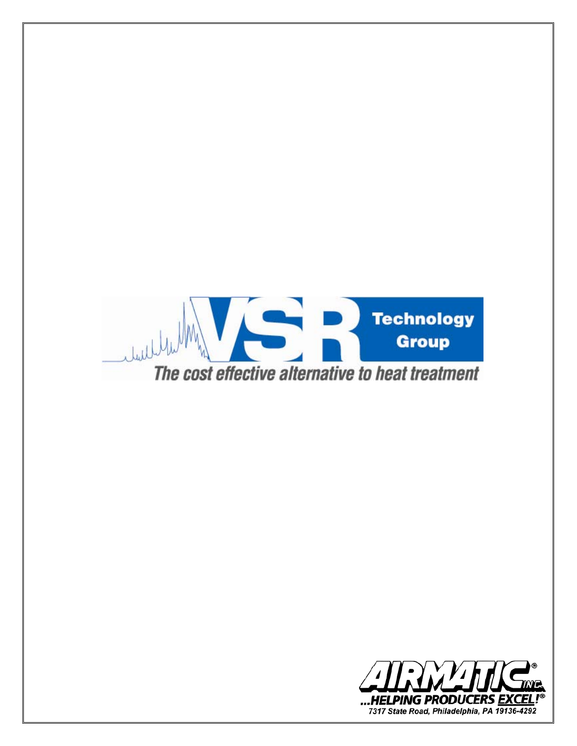VSR Technology Group

The cost effective alternative to heat treatment

AIRMATIC INC.

...HELPING PRODUCERS EXCEL!®

7317 State Road, Philadelphia, PA 19136-4292